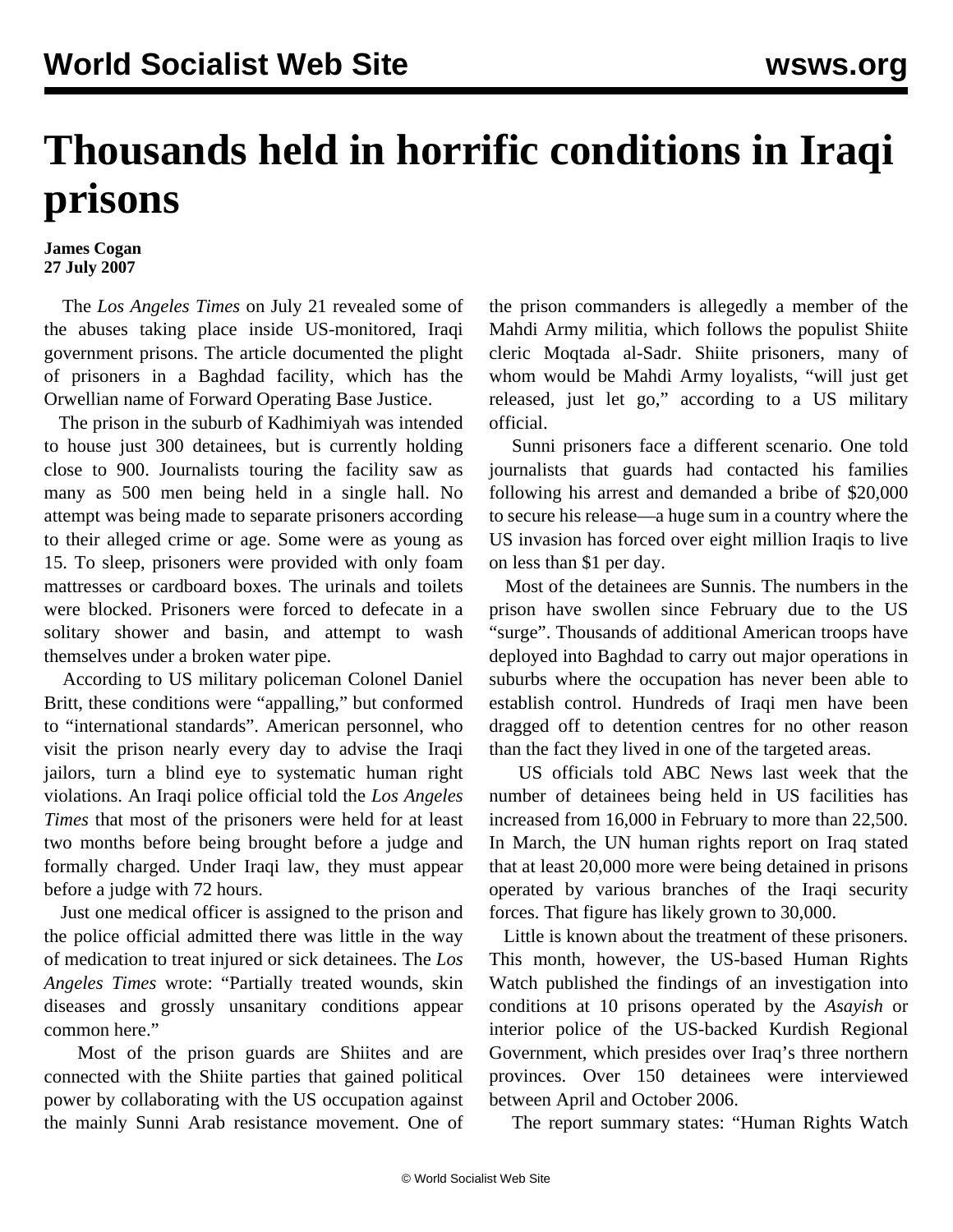# Thousands held in horrific conditions in Iraqi prisons

**James Cogan**
**27 July 2007**

The *Los Angeles Times* on July 21 revealed some of the abuses taking place inside US-monitored, Iraqi government prisons. The article documented the plight of prisoners in a Baghdad facility, which has the Orwellian name of Forward Operating Base Justice.

The prison in the suburb of Kadhimiyah was intended to house just 300 detainees, but is currently holding close to 900. Journalists touring the facility saw as many as 500 men being held in a single hall. No attempt was being made to separate prisoners according to their alleged crime or age. Some were as young as 15. To sleep, prisoners were provided with only foam mattresses or cardboard boxes. The urinals and toilets were blocked. Prisoners were forced to defecate in a solitary shower and basin, and attempt to wash themselves under a broken water pipe.

According to US military policeman Colonel Daniel Britt, these conditions were "appalling," but conformed to "international standards". American personnel, who visit the prison nearly every day to advise the Iraqi jailors, turn a blind eye to systematic human right violations. An Iraqi police official told the *Los Angeles Times* that most of the prisoners were held for at least two months before being brought before a judge and formally charged. Under Iraqi law, they must appear before a judge with 72 hours.

Just one medical officer is assigned to the prison and the police official admitted there was little in the way of medication to treat injured or sick detainees. The *Los Angeles Times* wrote: "Partially treated wounds, skin diseases and grossly unsanitary conditions appear common here."

Most of the prison guards are Shiites and are connected with the Shiite parties that gained political power by collaborating with the US occupation against the mainly Sunni Arab resistance movement. One of the prison commanders is allegedly a member of the Mahdi Army militia, which follows the populist Shiite cleric Moqtada al-Sadr. Shiite prisoners, many of whom would be Mahdi Army loyalists, "will just get released, just let go," according to a US military official.

Sunni prisoners face a different scenario. One told journalists that guards had contacted his families following his arrest and demanded a bribe of $20,000 to secure his release—a huge sum in a country where the US invasion has forced over eight million Iraqis to live on less than $1 per day.

Most of the detainees are Sunnis. The numbers in the prison have swollen since February due to the US "surge". Thousands of additional American troops have deployed into Baghdad to carry out major operations in suburbs where the occupation has never been able to establish control. Hundreds of Iraqi men have been dragged off to detention centres for no other reason than the fact they lived in one of the targeted areas.

US officials told ABC News last week that the number of detainees being held in US facilities has increased from 16,000 in February to more than 22,500. In March, the UN human rights report on Iraq stated that at least 20,000 more were being detained in prisons operated by various branches of the Iraqi security forces. That figure has likely grown to 30,000.

Little is known about the treatment of these prisoners. This month, however, the US-based Human Rights Watch published the findings of an investigation into conditions at 10 prisons operated by the *Asayish* or interior police of the US-backed Kurdish Regional Government, which presides over Iraq's three northern provinces. Over 150 detainees were interviewed between April and October 2006.

The report summary states: "Human Rights Watch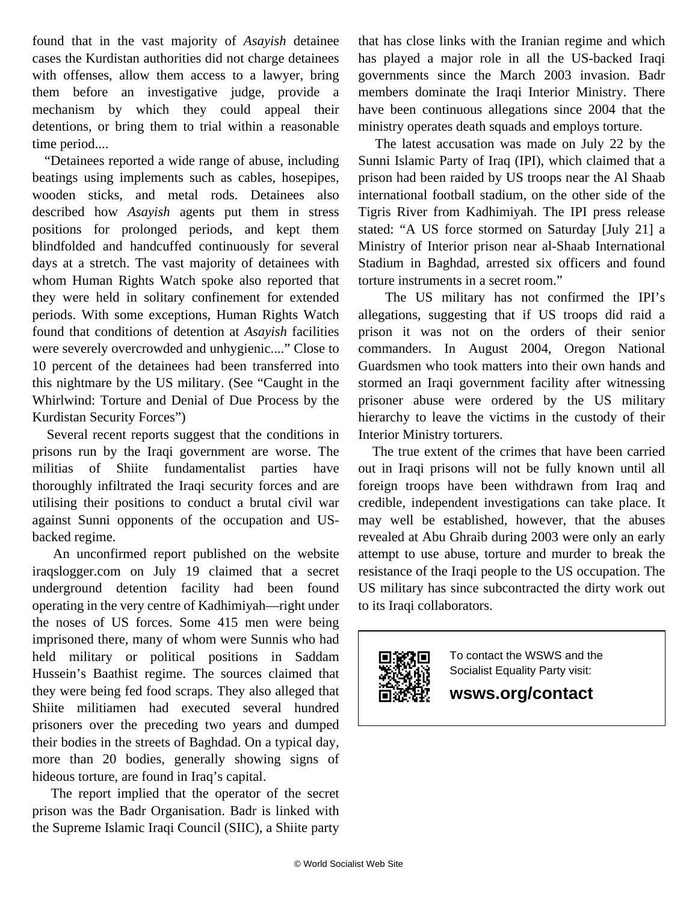found that in the vast majority of *Asayish* detainee cases the Kurdistan authorities did not charge detainees with offenses, allow them access to a lawyer, bring them before an investigative judge, provide a mechanism by which they could appeal their detentions, or bring them to trial within a reasonable time period....

"Detainees reported a wide range of abuse, including beatings using implements such as cables, hosepipes, wooden sticks, and metal rods. Detainees also described how *Asayish* agents put them in stress positions for prolonged periods, and kept them blindfolded and handcuffed continuously for several days at a stretch. The vast majority of detainees with whom Human Rights Watch spoke also reported that they were held in solitary confinement for extended periods. With some exceptions, Human Rights Watch found that conditions of detention at *Asayish* facilities were severely overcrowded and unhygienic...." Close to 10 percent of the detainees had been transferred into this nightmare by the US military. (See "Caught in the Whirlwind: Torture and Denial of Due Process by the Kurdistan Security Forces")

Several recent reports suggest that the conditions in prisons run by the Iraqi government are worse. The militias of Shiite fundamentalist parties have thoroughly infiltrated the Iraqi security forces and are utilising their positions to conduct a brutal civil war against Sunni opponents of the occupation and US-backed regime.

An unconfirmed report published on the website iraqslogger.com on July 19 claimed that a secret underground detention facility had been found operating in the very centre of Kadhimiyah—right under the noses of US forces. Some 415 men were being imprisoned there, many of whom were Sunnis who had held military or political positions in Saddam Hussein's Baathist regime. The sources claimed that they were being fed food scraps. They also alleged that Shiite militiamen had executed several hundred prisoners over the preceding two years and dumped their bodies in the streets of Baghdad. On a typical day, more than 20 bodies, generally showing signs of hideous torture, are found in Iraq's capital.

The report implied that the operator of the secret prison was the Badr Organisation. Badr is linked with the Supreme Islamic Iraqi Council (SIIC), a Shiite party that has close links with the Iranian regime and which has played a major role in all the US-backed Iraqi governments since the March 2003 invasion. Badr members dominate the Iraqi Interior Ministry. There have been continuous allegations since 2004 that the ministry operates death squads and employs torture.

The latest accusation was made on July 22 by the Sunni Islamic Party of Iraq (IPI), which claimed that a prison had been raided by US troops near the Al Shaab international football stadium, on the other side of the Tigris River from Kadhimiyah. The IPI press release stated: "A US force stormed on Saturday [July 21] a Ministry of Interior prison near al-Shaab International Stadium in Baghdad, arrested six officers and found torture instruments in a secret room."

The US military has not confirmed the IPI's allegations, suggesting that if US troops did raid a prison it was not on the orders of their senior commanders. In August 2004, Oregon National Guardsmen who took matters into their own hands and stormed an Iraqi government facility after witnessing prisoner abuse were ordered by the US military hierarchy to leave the victims in the custody of their Interior Ministry torturers.

The true extent of the crimes that have been carried out in Iraqi prisons will not be fully known until all foreign troops have been withdrawn from Iraq and credible, independent investigations can take place. It may well be established, however, that the abuses revealed at Abu Ghraib during 2003 were only an early attempt to use abuse, torture and murder to break the resistance of the Iraqi people to the US occupation. The US military has since subcontracted the dirty work out to its Iraqi collaborators.

To contact the WSWS and the Socialist Equality Party visit:

**wsws.org/contact**